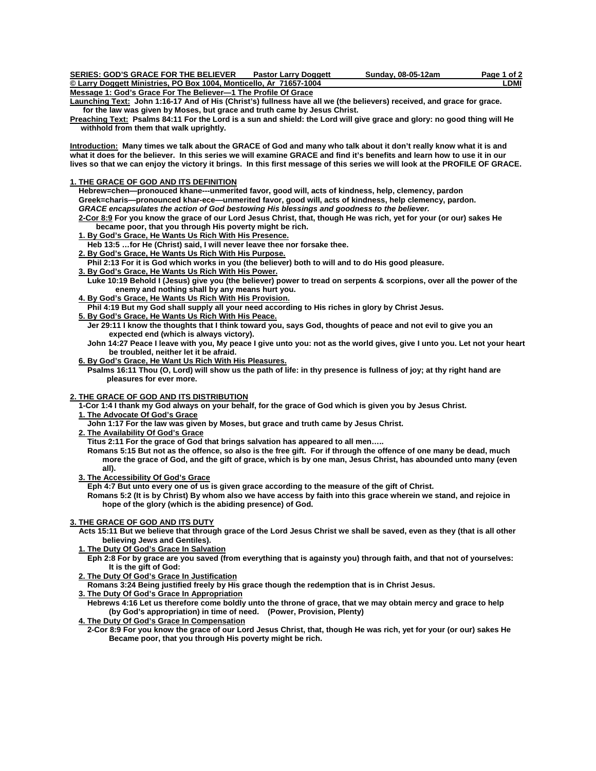**SERIES: GOD'S GRACE FOR THE BELIEVER Pastor Larry Doggett Sunday, 08-05-12am**
**© Larry Doggett Ministries, PO Box 1004, Monticello, Ar 71657-1004 LDMI**

**Message 1: God's Grace For The Believer—1 The Profile Of Grace**

**Launching Text:** John 1:16-17 And of His (Christ's) fullness have all we (the believers) received, and grace for grace. for the law was given by Moses, but grace and truth came by Jesus Christ.

**Preaching Text:** Psalms 84:11 For the Lord is a sun and shield: the Lord will give grace and glory: no good thing will He withhold from them that walk uprightly.

**Introduction:** Many times we talk about the GRACE of God and many who talk about it don't really know what it is and what it does for the believer. In this series we will examine GRACE and find it's benefits and learn how to use it in our lives so that we can enjoy the victory it brings. In this first message of this series we will look at the PROFILE OF GRACE.

## 1. THE GRACE OF GOD AND ITS DEFINITION

Hebrew=chen—pronouced khane---unmerited favor, good will, acts of kindness, help, clemency, pardon
Greek=charis—pronounced khar-ece—unmerited favor, good will, acts of kindness, help clemency, pardon.
*GRACE encapsulates the action of God bestowing His blessings and goodness to the believer.*

2-Cor 8:9 For you know the grace of our Lord Jesus Christ, that, though He was rich, yet for your (or our) sakes He became poor, that you through His poverty might be rich.

1. **By God's Grace, He Wants Us Rich With His Presence.**
   Heb 13:5 …for He (Christ) said, I will never leave thee nor forsake thee.
2. **By God's Grace, He Wants Us Rich With His Purpose.**
   Phil 2:13 For it is God which works in you (the believer) both to will and to do His good pleasure.
3. **By God's Grace, He Wants Us Rich With His Power.**
   Luke 10:19 Behold I (Jesus) give you (the believer) power to tread on serpents & scorpions, over all the power of the enemy and nothing shall by any means hurt you.
4. **By God's Grace, He Wants Us Rich With His Provision.**
   Phil 4:19 But my God shall supply all your need according to His riches in glory by Christ Jesus.
5. **By God's Grace, He Wants Us Rich With His Peace.**
   Jer 29:11 I know the thoughts that I think toward you, says God, thoughts of peace and not evil to give you an expected end (which is always victory).
   John 14:27 Peace I leave with you, My peace I give unto you: not as the world gives, give I unto you. Let not your heart be troubled, neither let it be afraid.
6. **By God's Grace, He Want Us Rich With His Pleasures.**
   Psalms 16:11 Thou (O, Lord) will show us the path of life: in thy presence is fullness of joy; at thy right hand are pleasures for ever more.

## 2. THE GRACE OF GOD AND ITS DISTRIBUTION

1-Cor 1:4 I thank my God always on your behalf, for the grace of God which is given you by Jesus Christ.

1. **The Advocate Of God's Grace**
   John 1:17 For the law was given by Moses, but grace and truth came by Jesus Christ.
2. **The Availability Of God's Grace**
   Titus 2:11 For the grace of God that brings salvation has appeared to all men…..
   Romans 5:15 But not as the offence, so also is the free gift. For if through the offence of one many be dead, much more the grace of God, and the gift of grace, which is by one man, Jesus Christ, has abounded unto many (even all).
3. **The Accessibility Of God's Grace**
   Eph 4:7 But unto every one of us is given grace according to the measure of the gift of Christ.
   Romans 5:2 (It is by Christ) By whom also we have access by faith into this grace wherein we stand, and rejoice in hope of the glory (which is the abiding presence) of God.

## 3. THE GRACE OF GOD AND ITS DUTY

Acts 15:11 But we believe that through grace of the Lord Jesus Christ we shall be saved, even as they (that is all other believing Jews and Gentiles).

1. **The Duty Of God's Grace In Salvation**
   Eph 2:8 For by grace are you saved (from everything that is againsty you) through faith, and that not of yourselves: It is the gift of God:
2. **The Duty Of God's Grace In Justification**
   Romans 3:24 Being justified freely by His grace though the redemption that is in Christ Jesus.
3. **The Duty Of God's Grace In Appropriation**
   Hebrews 4:16 Let us therefore come boldly unto the throne of grace, that we may obtain mercy and grace to help (by God's appropriation) in time of need. (Power, Provision, Plenty)
4. **The Duty Of God's Grace In Compensation**
   2-Cor 8:9 For you know the grace of our Lord Jesus Christ, that, though He was rich, yet for your (or our) sakes He Became poor, that you through His poverty might be rich.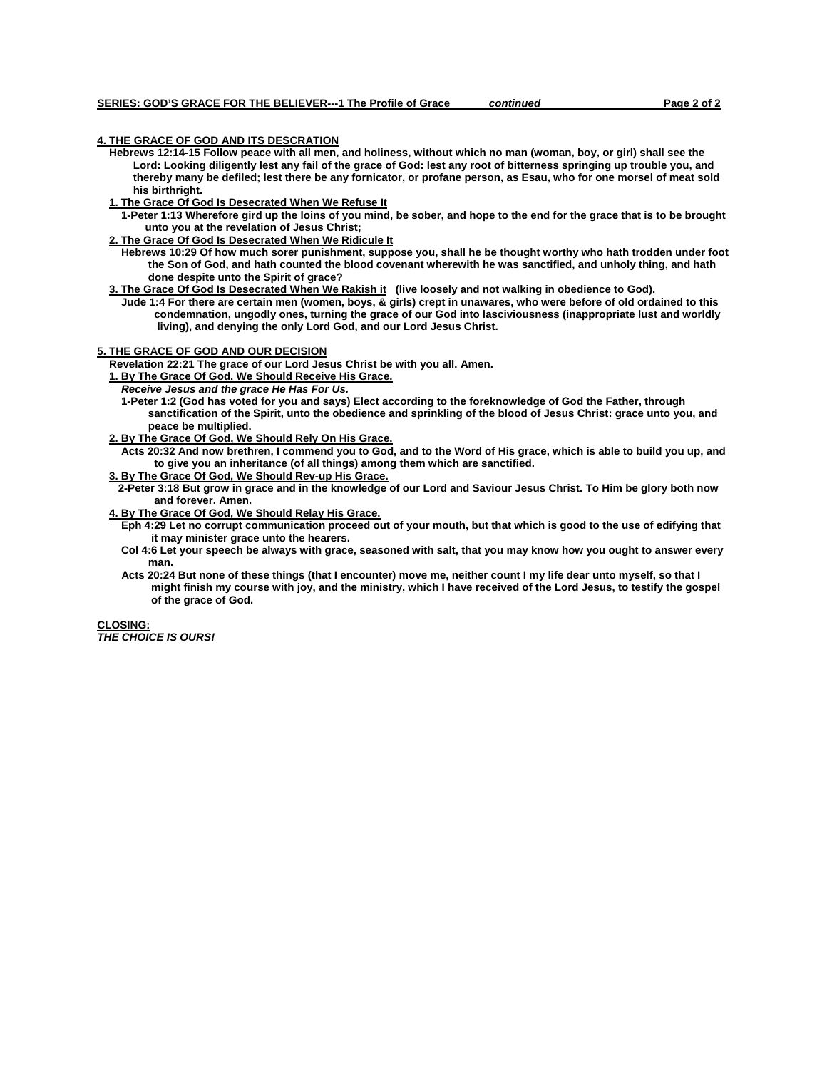## 4. THE GRACE OF GOD AND ITS DESCRATION

**Hebrews 12:14-15 Follow peace with all men, and holiness, without which no man (woman, boy, or girl) shall see the Lord: Looking diligently lest any fail of the grace of God: lest any root of bitterness springing up trouble you, and thereby many be defiled; lest there be any fornicator, or profane person, as Esau, who for one morsel of meat sold his birthright.**

### 1. The Grace Of God Is Desecrated When We Refuse It

**1-Peter 1:13 Wherefore gird up the loins of you mind, be sober, and hope to the end for the grace that is to be brought unto you at the revelation of Jesus Christ;**

### 2. The Grace Of God Is Desecrated When We Ridicule It

**Hebrews 10:29 Of how much sorer punishment, suppose you, shall he be thought worthy who hath trodden under foot the Son of God, and hath counted the blood covenant wherewith he was sanctified, and unholy thing, and hath done despite unto the Spirit of grace?**

### 3. The Grace Of God Is Desecrated When We Rakish it **(live loosely and not walking in obedience to God).**

**Jude 1:4 For there are certain men (women, boys, & girls) crept in unawares, who were before of old ordained to this condemnation, ungodly ones, turning the grace of our God into lasciviousness (inappropriate lust and worldly living), and denying the only Lord God, and our Lord Jesus Christ.**

## 5. THE GRACE OF GOD AND OUR DECISION

**Revelation 22:21 The grace of our Lord Jesus Christ be with you all. Amen.**

### 1. By The Grace Of God, We Should Receive His Grace.

***Receive Jesus and the grace He Has For Us.***

**1-Peter 1:2 (God has voted for you and says) Elect according to the foreknowledge of God the Father, through sanctification of the Spirit, unto the obedience and sprinkling of the blood of Jesus Christ: grace unto you, and peace be multiplied.**

### 2. By The Grace Of God, We Should Rely On His Grace.

**Acts 20:32 And now brethren, I commend you to God, and to the Word of His grace, which is able to build you up, and to give you an inheritance (of all things) among them which are sanctified.**

### 3. By The Grace Of God, We Should Rev-up His Grace.

**2-Peter 3:18 But grow in grace and in the knowledge of our Lord and Saviour Jesus Christ. To Him be glory both now and forever. Amen.**

### 4. By The Grace Of God, We Should Relay His Grace.

**Eph 4:29 Let no corrupt communication proceed out of your mouth, but that which is good to the use of edifying that it may minister grace unto the hearers.**

**Col 4:6 Let your speech be always with grace, seasoned with salt, that you may know how you ought to answer every man.**

**Acts 20:24 But none of these things (that I encounter) move me, neither count I my life dear unto myself, so that I might finish my course with joy, and the ministry, which I have received of the Lord Jesus, to testify the gospel of the grace of God.**

## CLOSING:

***THE CHOICE IS OURS!***